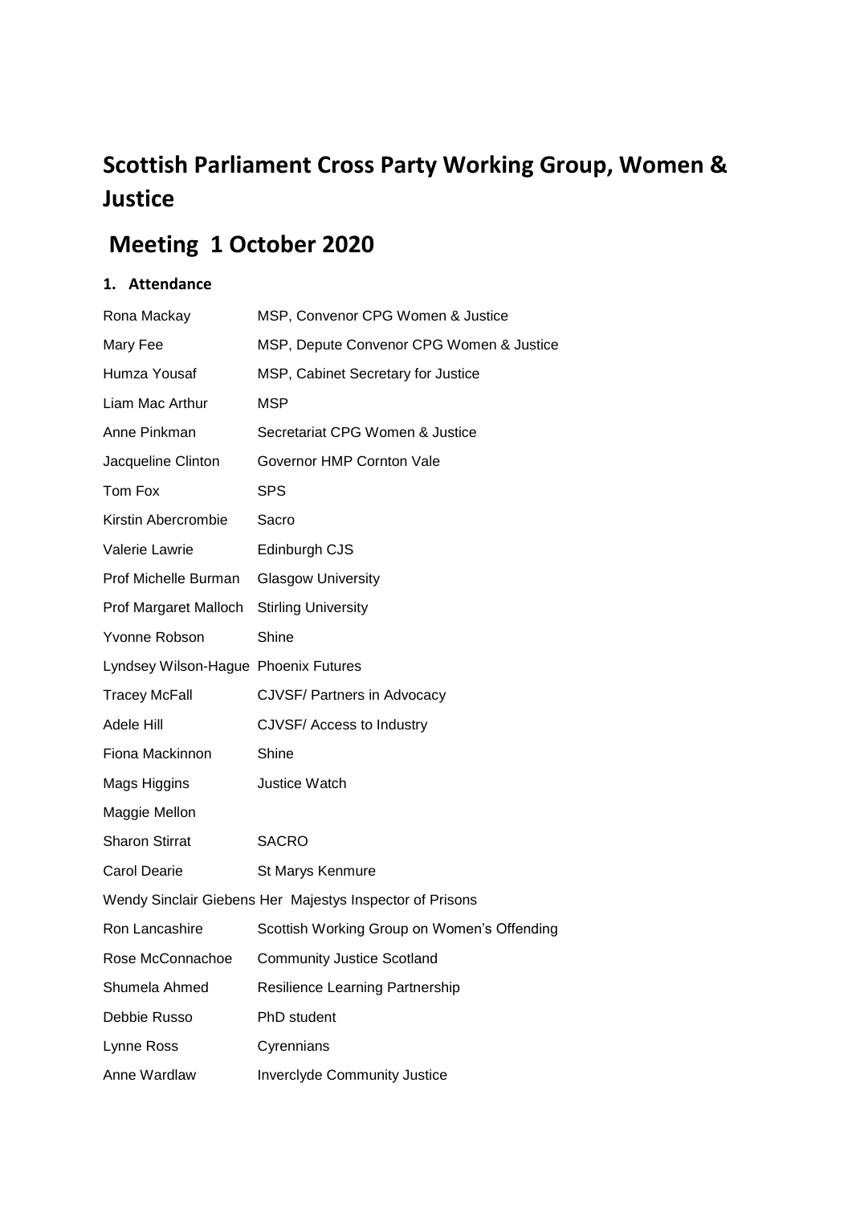# Scottish Parliament Cross Party Working Group, Women & Justice

## Meeting 1 October 2020

### 1. Attendance

| | |
|---|---|
| Rona Mackay | MSP, Convenor CPG Women & Justice |
| Mary Fee | MSP, Depute Convenor CPG Women & Justice |
| Humza Yousaf | MSP, Cabinet Secretary for Justice |
| Liam Mac Arthur | MSP |
| Anne Pinkman | Secretariat CPG Women & Justice |
| Jacqueline Clinton | Governor HMP Cornton Vale |
| Tom Fox | SPS |
| Kirstin Abercrombie | Sacro |
| Valerie Lawrie | Edinburgh CJS |
| Prof Michelle Burman | Glasgow University |
| Prof Margaret Malloch | Stirling University |
| Yvonne Robson | Shine |
| Lyndsey Wilson-Hague | Phoenix Futures |
| Tracey McFall | CJVSF/ Partners in Advocacy |
| Adele Hill | CJVSF/ Access to Industry |
| Fiona Mackinnon | Shine |
| Mags Higgins | Justice Watch |
| Maggie Mellon | |
| Sharon Stirrat | SACRO |
| Carol Dearie | St Marys Kenmure |
| Wendy Sinclair Giebens | Her Majestys Inspector of Prisons |
| Ron Lancashire | Scottish Working Group on Women's Offending |
| Rose McConnachoe | Community Justice Scotland |
| Shumela Ahmed | Resilience Learning Partnership |
| Debbie Russo | PhD student |
| Lynne Ross | Cyrennians |
| Anne Wardlaw | Inverclyde Community Justice |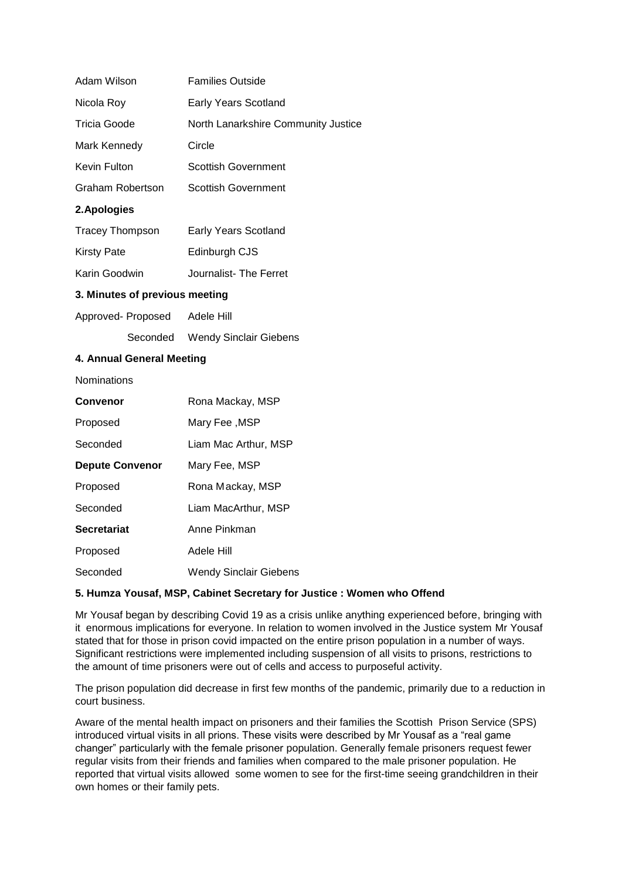| | |
|---|---|
| Adam Wilson | Families Outside |
| Nicola Roy | Early Years Scotland |
| Tricia Goode | North Lanarkshire Community Justice |
| Mark Kennedy | Circle |
| Kevin Fulton | Scottish Government |
| Graham Robertson | Scottish Government |

**2. Apologies**

| | |
|---|---|
| Tracey Thompson | Early Years Scotland |
| Kirsty Pate | Edinburgh CJS |
| Karin Goodwin | Journalist- The Ferret |

**3. Minutes of previous meeting**

| | |
|---|---|
| Approved- Proposed | Adele Hill |
| Seconded | Wendy Sinclair Giebens |

**4. Annual General Meeting**

Nominations

| | |
|---|---|
| **Convenor** | Rona Mackay, MSP |
| Proposed | Mary Fee ,MSP |
| Seconded | Liam Mac Arthur, MSP |
| **Depute Convenor** | Mary Fee, MSP |
| Proposed | Rona Mackay, MSP |
| Seconded | Liam MacArthur, MSP |
| **Secretariat** | Anne Pinkman |
| Proposed | Adele Hill |
| Seconded | Wendy Sinclair Giebens |

**5. Humza Yousaf, MSP, Cabinet Secretary for Justice : Women who Offend**

Mr Yousaf began by describing Covid 19 as a crisis unlike anything experienced before, bringing with it enormous implications for everyone. In relation to women involved in the Justice system Mr Yousaf stated that for those in prison covid impacted on the entire prison population in a number of ways. Significant restrictions were implemented including suspension of all visits to prisons, restrictions to the amount of time prisoners were out of cells and access to purposeful activity.

The prison population did decrease in first few months of the pandemic, primarily due to a reduction in court business.

Aware of the mental health impact on prisoners and their families the Scottish Prison Service (SPS) introduced virtual visits in all prions. These visits were described by Mr Yousaf as a "real game changer" particularly with the female prisoner population. Generally female prisoners request fewer regular visits from their friends and families when compared to the male prisoner population. He reported that virtual visits allowed some women to see for the first-time seeing grandchildren in their own homes or their family pets.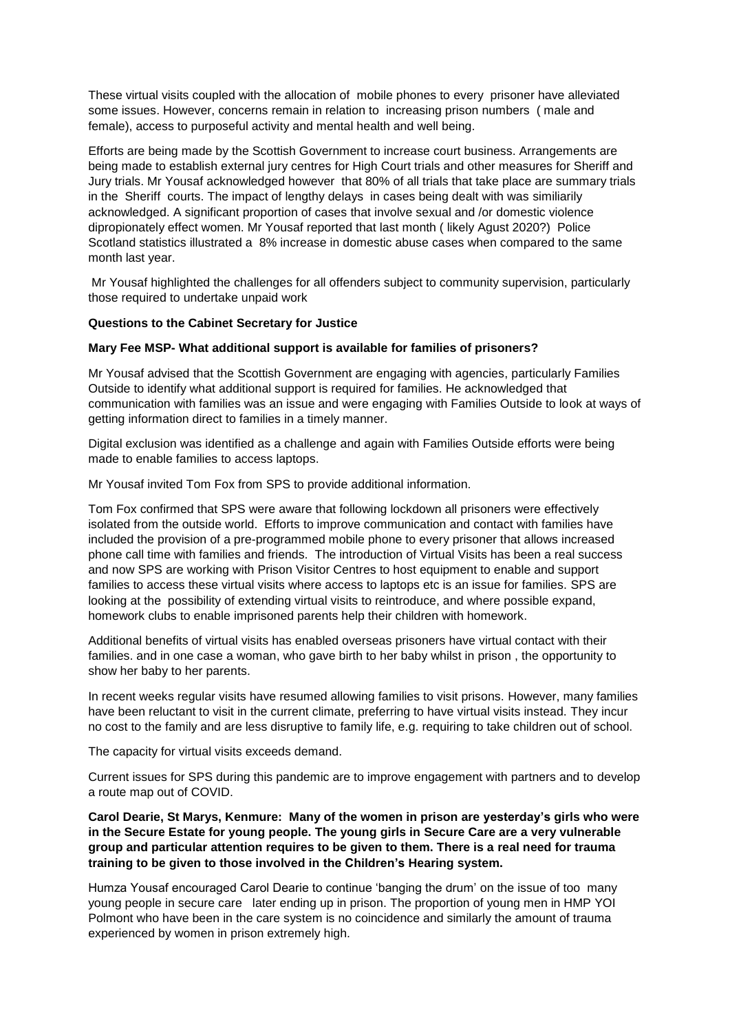These virtual visits coupled with the allocation of mobile phones to every prisoner have alleviated some issues. However, concerns remain in relation to increasing prison numbers ( male and female), access to purposeful activity and mental health and well being.

Efforts are being made by the Scottish Government to increase court business. Arrangements are being made to establish external jury centres for High Court trials and other measures for Sheriff and Jury trials. Mr Yousaf acknowledged however that 80% of all trials that take place are summary trials in the Sheriff courts. The impact of lengthy delays in cases being dealt with was similiarily acknowledged. A significant proportion of cases that involve sexual and /or domestic violence dipropionately effect women. Mr Yousaf reported that last month ( likely Agust 2020?) Police Scotland statistics illustrated a 8% increase in domestic abuse cases when compared to the same month last year.

Mr Yousaf highlighted the challenges for all offenders subject to community supervision, particularly those required to undertake unpaid work

**Questions to the Cabinet Secretary for Justice**

**Mary Fee MSP- What additional support is available for families of prisoners?**

Mr Yousaf advised that the Scottish Government are engaging with agencies, particularly Families Outside to identify what additional support is required for families. He acknowledged that communication with families was an issue and were engaging with Families Outside to look at ways of getting information direct to families in a timely manner.

Digital exclusion was identified as a challenge and again with Families Outside efforts were being made to enable families to access laptops.

Mr Yousaf invited Tom Fox from SPS to provide additional information.

Tom Fox confirmed that SPS were aware that following lockdown all prisoners were effectively isolated from the outside world. Efforts to improve communication and contact with families have included the provision of a pre-programmed mobile phone to every prisoner that allows increased phone call time with families and friends. The introduction of Virtual Visits has been a real success and now SPS are working with Prison Visitor Centres to host equipment to enable and support families to access these virtual visits where access to laptops etc is an issue for families. SPS are looking at the possibility of extending virtual visits to reintroduce, and where possible expand, homework clubs to enable imprisoned parents help their children with homework.

Additional benefits of virtual visits has enabled overseas prisoners have virtual contact with their families. and in one case a woman, who gave birth to her baby whilst in prison , the opportunity to show her baby to her parents.

In recent weeks regular visits have resumed allowing families to visit prisons. However, many families have been reluctant to visit in the current climate, preferring to have virtual visits instead. They incur no cost to the family and are less disruptive to family life, e.g. requiring to take children out of school.

The capacity for virtual visits exceeds demand.

Current issues for SPS during this pandemic are to improve engagement with partners and to develop a route map out of COVID.

**Carol Dearie, St Marys, Kenmure: Many of the women in prison are yesterday's girls who were in the Secure Estate for young people. The young girls in Secure Care are a very vulnerable group and particular attention requires to be given to them. There is a real need for trauma training to be given to those involved in the Children's Hearing system.**

Humza Yousaf encouraged Carol Dearie to continue 'banging the drum' on the issue of too many young people in secure care later ending up in prison. The proportion of young men in HMP YOI Polmont who have been in the care system is no coincidence and similarly the amount of trauma experienced by women in prison extremely high.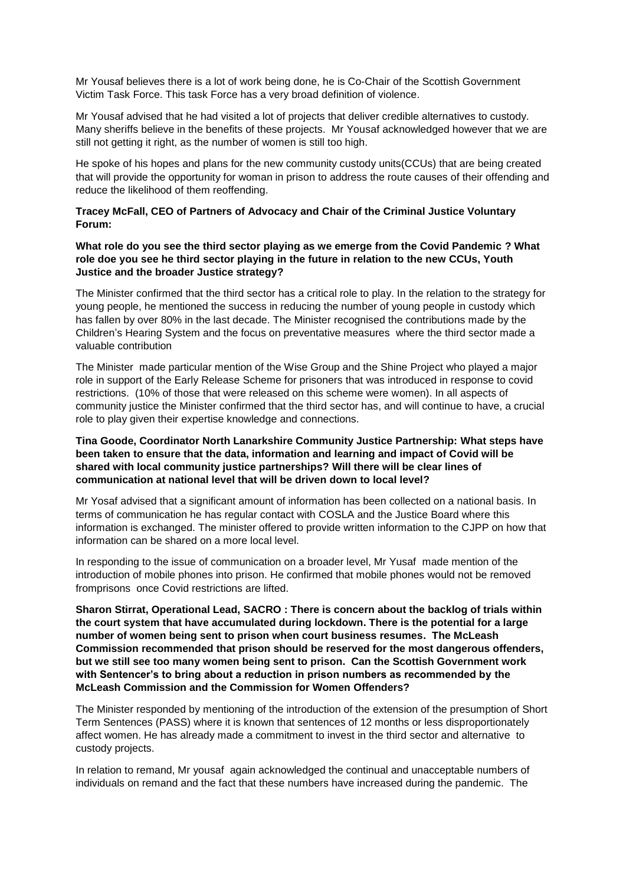Mr Yousaf believes there is a lot of work being done, he is Co-Chair of the Scottish Government Victim Task Force. This task Force has a very broad definition of violence.

Mr Yousaf advised that he had visited a lot of projects that deliver credible alternatives to custody. Many sheriffs believe in the benefits of these projects. Mr Yousaf acknowledged however that we are still not getting it right, as the number of women is still too high.

He spoke of his hopes and plans for the new community custody units(CCUs) that are being created that will provide the opportunity for woman in prison to address the route causes of their offending and reduce the likelihood of them reoffending.

**Tracey McFall, CEO of Partners of Advocacy and Chair of the Criminal Justice Voluntary Forum:**

**What role do you see the third sector playing as we emerge from the Covid Pandemic ? What role doe you see he third sector playing in the future in relation to the new CCUs, Youth Justice and the broader Justice strategy?**

The Minister confirmed that the third sector has a critical role to play. In the relation to the strategy for young people, he mentioned the success in reducing the number of young people in custody which has fallen by over 80% in the last decade. The Minister recognised the contributions made by the Children's Hearing System and the focus on preventative measures where the third sector made a valuable contribution

The Minister made particular mention of the Wise Group and the Shine Project who played a major role in support of the Early Release Scheme for prisoners that was introduced in response to covid restrictions. (10% of those that were released on this scheme were women). In all aspects of community justice the Minister confirmed that the third sector has, and will continue to have, a crucial role to play given their expertise knowledge and connections.

**Tina Goode, Coordinator North Lanarkshire Community Justice Partnership: What steps have been taken to ensure that the data, information and learning and impact of Covid will be shared with local community justice partnerships? Will there will be clear lines of communication at national level that will be driven down to local level?**

Mr Yosaf advised that a significant amount of information has been collected on a national basis. In terms of communication he has regular contact with COSLA and the Justice Board where this information is exchanged. The minister offered to provide written information to the CJPP on how that information can be shared on a more local level.

In responding to the issue of communication on a broader level, Mr Yusaf made mention of the introduction of mobile phones into prison. He confirmed that mobile phones would not be removed fromprisons once Covid restrictions are lifted.

**Sharon Stirrat, Operational Lead, SACRO : There is concern about the backlog of trials within the court system that have accumulated during lockdown. There is the potential for a large number of women being sent to prison when court business resumes. The McLeash Commission recommended that prison should be reserved for the most dangerous offenders, but we still see too many women being sent to prison. Can the Scottish Government work with Sentencer's to bring about a reduction in prison numbers as recommended by the McLeash Commission and the Commission for Women Offenders?**

The Minister responded by mentioning of the introduction of the extension of the presumption of Short Term Sentences (PASS) where it is known that sentences of 12 months or less disproportionately affect women. He has already made a commitment to invest in the third sector and alternative to custody projects.

In relation to remand, Mr yousaf again acknowledged the continual and unacceptable numbers of individuals on remand and the fact that these numbers have increased during the pandemic. The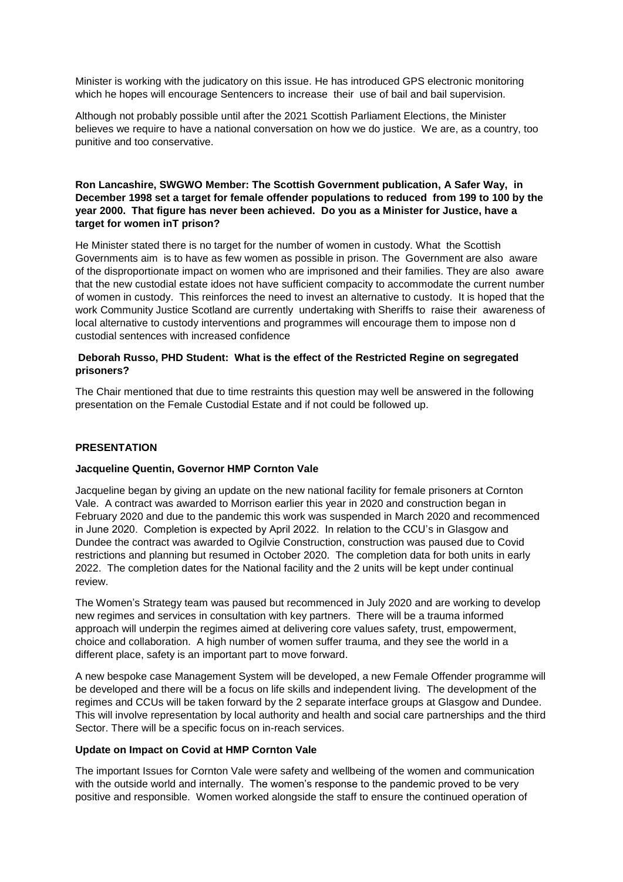Minister is working with the judicatory on this issue. He has introduced GPS electronic monitoring which he hopes will encourage Sentencers to increase their use of bail and bail supervision.

Although not probably possible until after the 2021 Scottish Parliament Elections, the Minister believes we require to have a national conversation on how we do justice. We are, as a country, too punitive and too conservative.

**Ron Lancashire, SWGWO Member: The Scottish Government publication, A Safer Way, in December 1998 set a target for female offender populations to reduced from 199 to 100 by the year 2000. That figure has never been achieved. Do you as a Minister for Justice, have a target for women inT prison?**

He Minister stated there is no target for the number of women in custody. What the Scottish Governments aim is to have as few women as possible in prison. The Government are also aware of the disproportionate impact on women who are imprisoned and their families. They are also aware that the new custodial estate idoes not have sufficient compacity to accommodate the current number of women in custody. This reinforces the need to invest an alternative to custody. It is hoped that the work Community Justice Scotland are currently undertaking with Sheriffs to raise their awareness of local alternative to custody interventions and programmes will encourage them to impose non d custodial sentences with increased confidence

**Deborah Russo, PHD Student: What is the effect of the Restricted Regine on segregated prisoners?**

The Chair mentioned that due to time restraints this question may well be answered in the following presentation on the Female Custodial Estate and if not could be followed up.

## PRESENTATION

### Jacqueline Quentin, Governor HMP Cornton Vale

Jacqueline began by giving an update on the new national facility for female prisoners at Cornton Vale. A contract was awarded to Morrison earlier this year in 2020 and construction began in February 2020 and due to the pandemic this work was suspended in March 2020 and recommenced in June 2020. Completion is expected by April 2022. In relation to the CCU's in Glasgow and Dundee the contract was awarded to Ogilvie Construction, construction was paused due to Covid restrictions and planning but resumed in October 2020. The completion data for both units in early 2022. The completion dates for the National facility and the 2 units will be kept under continual review.

The Women's Strategy team was paused but recommenced in July 2020 and are working to develop new regimes and services in consultation with key partners. There will be a trauma informed approach will underpin the regimes aimed at delivering core values safety, trust, empowerment, choice and collaboration. A high number of women suffer trauma, and they see the world in a different place, safety is an important part to move forward.

A new bespoke case Management System will be developed, a new Female Offender programme will be developed and there will be a focus on life skills and independent living. The development of the regimes and CCUs will be taken forward by the 2 separate interface groups at Glasgow and Dundee. This will involve representation by local authority and health and social care partnerships and the third Sector. There will be a specific focus on in-reach services.

### Update on Impact on Covid at HMP Cornton Vale

The important Issues for Cornton Vale were safety and wellbeing of the women and communication with the outside world and internally. The women's response to the pandemic proved to be very positive and responsible. Women worked alongside the staff to ensure the continued operation of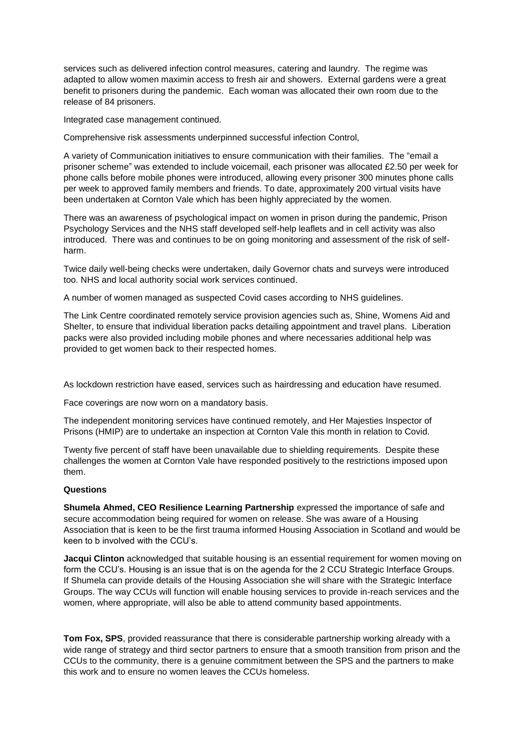services such as delivered infection control measures, catering and laundry. The regime was adapted to allow women maximin access to fresh air and showers. External gardens were a great benefit to prisoners during the pandemic. Each woman was allocated their own room due to the release of 84 prisoners.

Integrated case management continued.

Comprehensive risk assessments underpinned successful infection Control,

A variety of Communication initiatives to ensure communication with their families. The "email a prisoner scheme" was extended to include voicemail, each prisoner was allocated £2.50 per week for phone calls before mobile phones were introduced, allowing every prisoner 300 minutes phone calls per week to approved family members and friends. To date, approximately 200 virtual visits have been undertaken at Cornton Vale which has been highly appreciated by the women.

There was an awareness of psychological impact on women in prison during the pandemic, Prison Psychology Services and the NHS staff developed self-help leaflets and in cell activity was also introduced. There was and continues to be on going monitoring and assessment of the risk of self-harm.

Twice daily well-being checks were undertaken, daily Governor chats and surveys were introduced too. NHS and local authority social work services continued.

A number of women managed as suspected Covid cases according to NHS guidelines.

The Link Centre coordinated remotely service provision agencies such as, Shine, Womens Aid and Shelter, to ensure that individual liberation packs detailing appointment and travel plans. Liberation packs were also provided including mobile phones and where necessaries additional help was provided to get women back to their respected homes.

As lockdown restriction have eased, services such as hairdressing and education have resumed.

Face coverings are now worn on a mandatory basis.

The independent monitoring services have continued remotely, and Her Majesties Inspector of Prisons (HMIP) are to undertake an inspection at Cornton Vale this month in relation to Covid.

Twenty five percent of staff have been unavailable due to shielding requirements. Despite these challenges the women at Cornton Vale have responded positively to the restrictions imposed upon them.

**Questions**

**Shumela Ahmed, CEO Resilience Learning Partnership** expressed the importance of safe and secure accommodation being required for women on release. She was aware of a Housing Association that is keen to be the first trauma informed Housing Association in Scotland and would be keen to b involved with the CCU's.

**Jacqui Clinton** acknowledged that suitable housing is an essential requirement for women moving on form the CCU's. Housing is an issue that is on the agenda for the 2 CCU Strategic Interface Groups. If Shumela can provide details of the Housing Association she will share with the Strategic Interface Groups. The way CCUs will function will enable housing services to provide in-reach services and the women, where appropriate, will also be able to attend community based appointments.

**Tom Fox, SPS**, provided reassurance that there is considerable partnership working already with a wide range of strategy and third sector partners to ensure that a smooth transition from prison and the CCUs to the community, there is a genuine commitment between the SPS and the partners to make this work and to ensure no women leaves the CCUs homeless.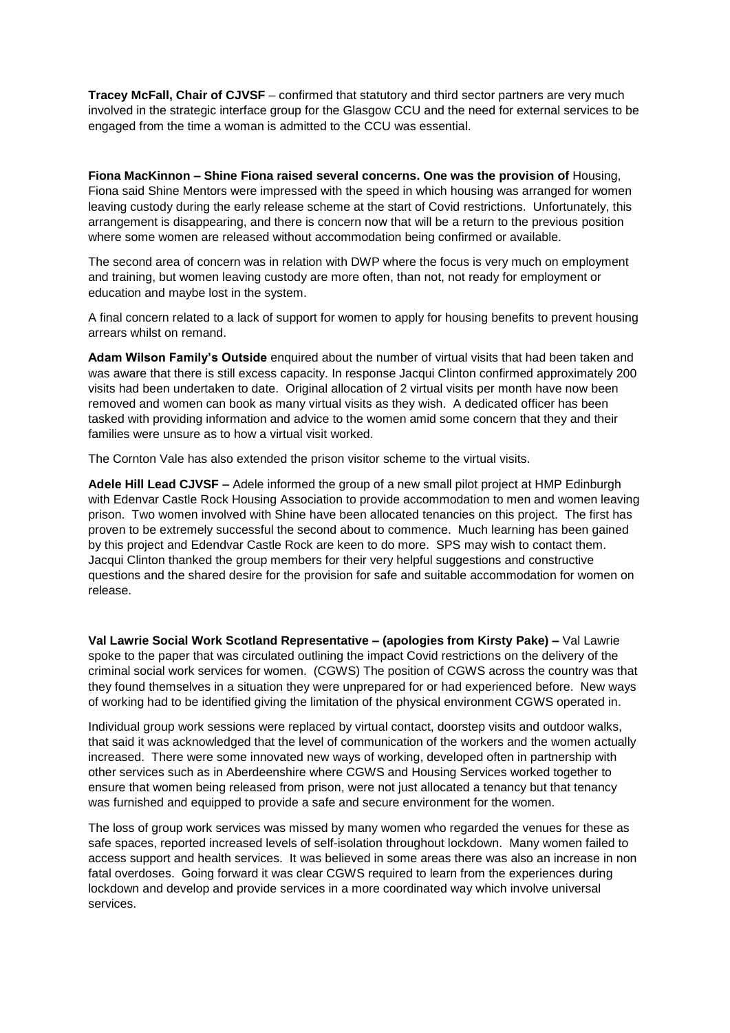**Tracey McFall, Chair of CJVSF** – confirmed that statutory and third sector partners are very much involved in the strategic interface group for the Glasgow CCU and the need for external services to be engaged from the time a woman is admitted to the CCU was essential.

**Fiona MacKinnon – Shine Fiona raised several concerns. One was the provision of** Housing, Fiona said Shine Mentors were impressed with the speed in which housing was arranged for women leaving custody during the early release scheme at the start of Covid restrictions. Unfortunately, this arrangement is disappearing, and there is concern now that will be a return to the previous position where some women are released without accommodation being confirmed or available.

The second area of concern was in relation with DWP where the focus is very much on employment and training, but women leaving custody are more often, than not, not ready for employment or education and maybe lost in the system.

A final concern related to a lack of support for women to apply for housing benefits to prevent housing arrears whilst on remand.

**Adam Wilson Family's Outside** enquired about the number of virtual visits that had been taken and was aware that there is still excess capacity. In response Jacqui Clinton confirmed approximately 200 visits had been undertaken to date. Original allocation of 2 virtual visits per month have now been removed and women can book as many virtual visits as they wish. A dedicated officer has been tasked with providing information and advice to the women amid some concern that they and their families were unsure as to how a virtual visit worked.

The Cornton Vale has also extended the prison visitor scheme to the virtual visits.

**Adele Hill Lead CJVSF –** Adele informed the group of a new small pilot project at HMP Edinburgh with Edenvar Castle Rock Housing Association to provide accommodation to men and women leaving prison. Two women involved with Shine have been allocated tenancies on this project. The first has proven to be extremely successful the second about to commence. Much learning has been gained by this project and Edendvar Castle Rock are keen to do more. SPS may wish to contact them. Jacqui Clinton thanked the group members for their very helpful suggestions and constructive questions and the shared desire for the provision for safe and suitable accommodation for women on release.

**Val Lawrie Social Work Scotland Representative – (apologies from Kirsty Pake) –** Val Lawrie spoke to the paper that was circulated outlining the impact Covid restrictions on the delivery of the criminal social work services for women. (CGWS) The position of CGWS across the country was that they found themselves in a situation they were unprepared for or had experienced before. New ways of working had to be identified giving the limitation of the physical environment CGWS operated in.

Individual group work sessions were replaced by virtual contact, doorstep visits and outdoor walks, that said it was acknowledged that the level of communication of the workers and the women actually increased. There were some innovated new ways of working, developed often in partnership with other services such as in Aberdeenshire where CGWS and Housing Services worked together to ensure that women being released from prison, were not just allocated a tenancy but that tenancy was furnished and equipped to provide a safe and secure environment for the women.

The loss of group work services was missed by many women who regarded the venues for these as safe spaces, reported increased levels of self-isolation throughout lockdown. Many women failed to access support and health services. It was believed in some areas there was also an increase in non fatal overdoses. Going forward it was clear CGWS required to learn from the experiences during lockdown and develop and provide services in a more coordinated way which involve universal services.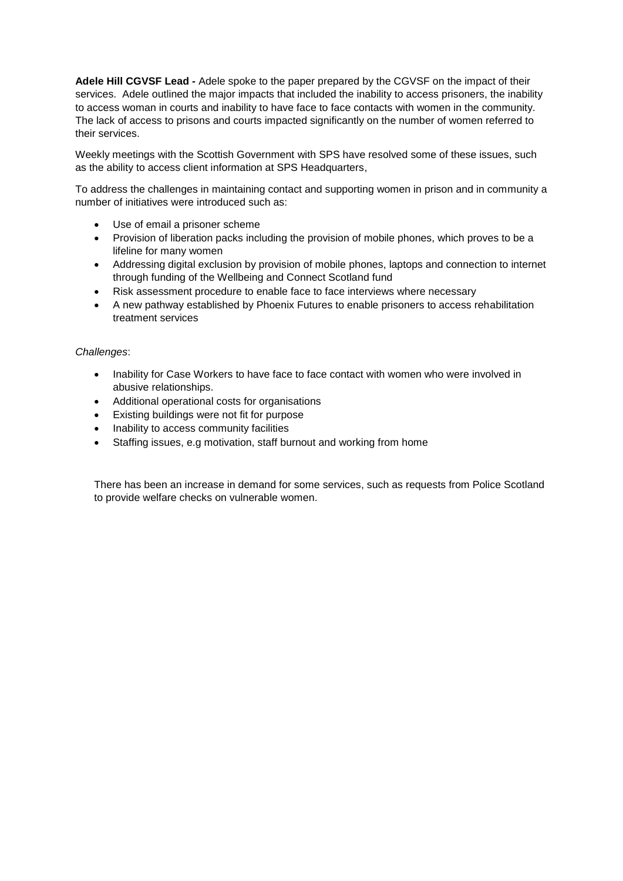**Adele Hill CGVSF Lead -** Adele spoke to the paper prepared by the CGVSF on the impact of their services. Adele outlined the major impacts that included the inability to access prisoners, the inability to access woman in courts and inability to have face to face contacts with women in the community. The lack of access to prisons and courts impacted significantly on the number of women referred to their services.

Weekly meetings with the Scottish Government with SPS have resolved some of these issues, such as the ability to access client information at SPS Headquarters,

To address the challenges in maintaining contact and supporting women in prison and in community a number of initiatives were introduced such as:

- Use of email a prisoner scheme
- Provision of liberation packs including the provision of mobile phones, which proves to be a lifeline for many women
- Addressing digital exclusion by provision of mobile phones, laptops and connection to internet through funding of the Wellbeing and Connect Scotland fund
- Risk assessment procedure to enable face to face interviews where necessary
- A new pathway established by Phoenix Futures to enable prisoners to access rehabilitation treatment services

*Challenges*:

- Inability for Case Workers to have face to face contact with women who were involved in abusive relationships.
- Additional operational costs for organisations
- Existing buildings were not fit for purpose
- Inability to access community facilities
- Staffing issues, e.g motivation, staff burnout and working from home

There has been an increase in demand for some services, such as requests from Police Scotland to provide welfare checks on vulnerable women.